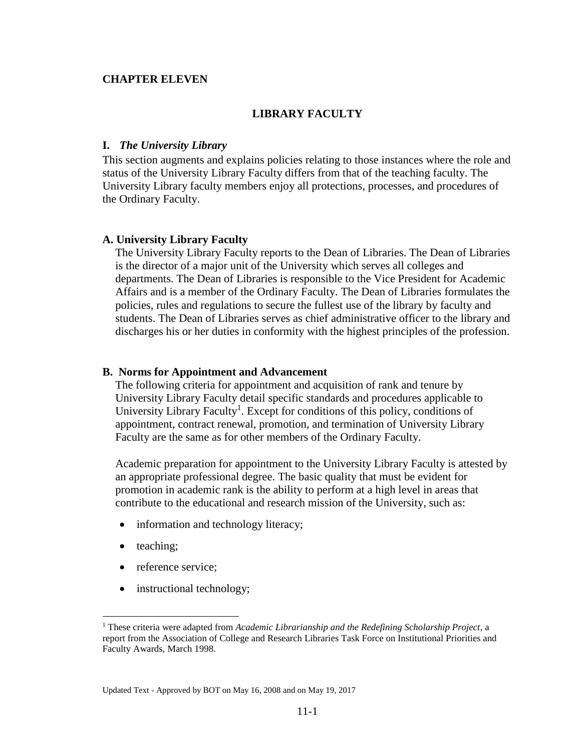# CHAPTER ELEVEN

## LIBRARY FACULTY

### I. *The University Library*

This section augments and explains policies relating to those instances where the role and status of the University Library Faculty differs from that of the teaching faculty. The University Library faculty members enjoy all protections, processes, and procedures of the Ordinary Faculty.

#### A. University Library Faculty

The University Library Faculty reports to the Dean of Libraries. The Dean of Libraries is the director of a major unit of the University which serves all colleges and departments. The Dean of Libraries is responsible to the Vice President for Academic Affairs and is a member of the Ordinary Faculty. The Dean of Libraries formulates the policies, rules and regulations to secure the fullest use of the library by faculty and students. The Dean of Libraries serves as chief administrative officer to the library and discharges his or her duties in conformity with the highest principles of the profession.

#### B. Norms for Appointment and Advancement

The following criteria for appointment and acquisition of rank and tenure by University Library Faculty detail specific standards and procedures applicable to University Library Faculty[1]. Except for conditions of this policy, conditions of appointment, contract renewal, promotion, and termination of University Library Faculty are the same as for other members of the Ordinary Faculty.

Academic preparation for appointment to the University Library Faculty is attested by an appropriate professional degree. The basic quality that must be evident for promotion in academic rank is the ability to perform at a high level in areas that contribute to the educational and research mission of the University, such as:

- information and technology literacy;
- teaching;
- reference service;
- instructional technology;

---

[1] These criteria were adapted from *Academic Librarianship and the Redefining Scholarship Project*, a report from the Association of College and Research Libraries Task Force on Institutional Priorities and Faculty Awards, March 1998.

Updated Text - Approved by BOT on May 16, 2008 and on May 19, 2017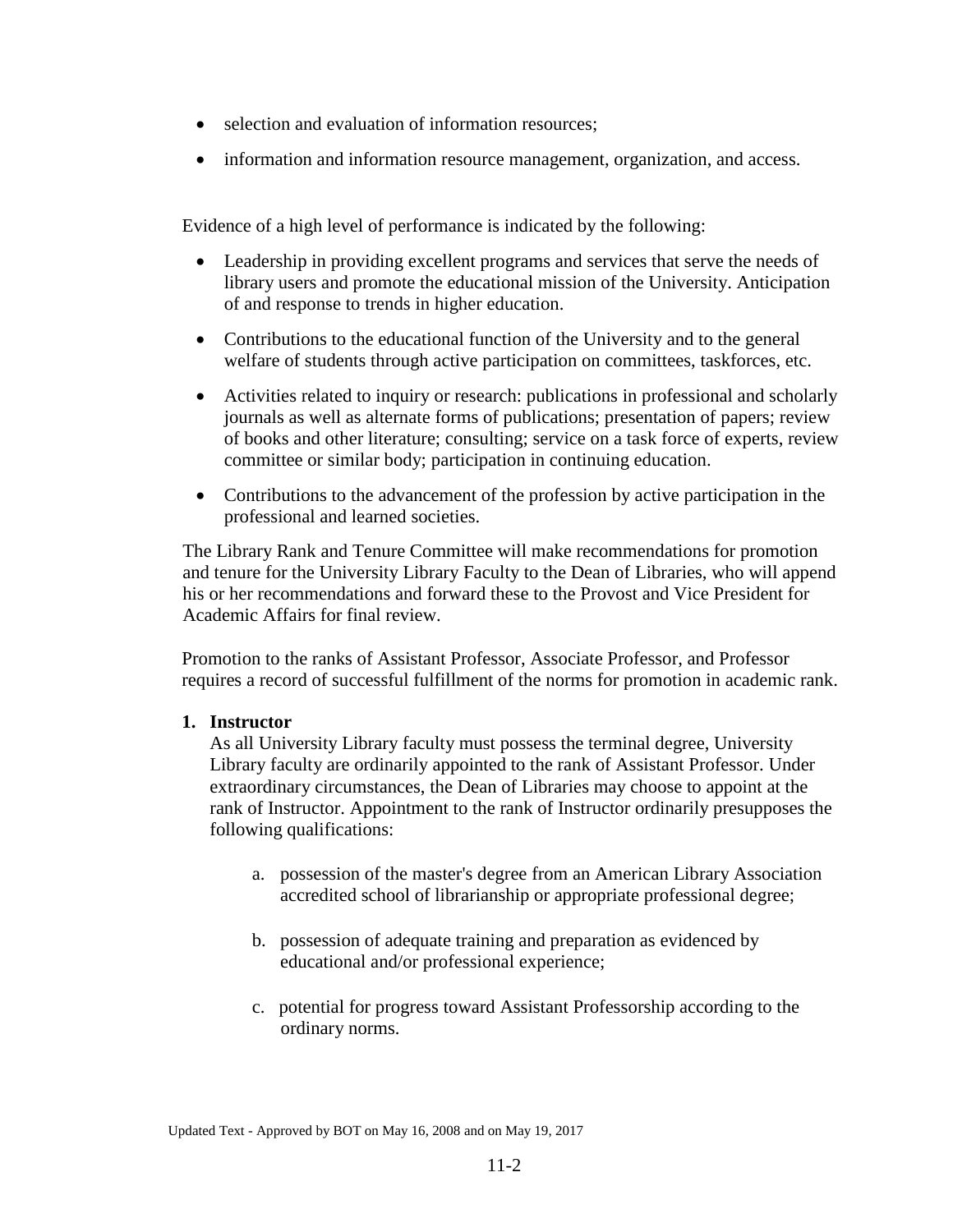- selection and evaluation of information resources;
- information and information resource management, organization, and access.

Evidence of a high level of performance is indicated by the following:

- Leadership in providing excellent programs and services that serve the needs of library users and promote the educational mission of the University. Anticipation of and response to trends in higher education.
- Contributions to the educational function of the University and to the general welfare of students through active participation on committees, taskforces, etc.
- Activities related to inquiry or research: publications in professional and scholarly journals as well as alternate forms of publications; presentation of papers; review of books and other literature; consulting; service on a task force of experts, review committee or similar body; participation in continuing education.
- Contributions to the advancement of the profession by active participation in the professional and learned societies.

The Library Rank and Tenure Committee will make recommendations for promotion and tenure for the University Library Faculty to the Dean of Libraries, who will append his or her recommendations and forward these to the Provost and Vice President for Academic Affairs for final review.

Promotion to the ranks of Assistant Professor, Associate Professor, and Professor requires a record of successful fulfillment of the norms for promotion in academic rank.

**1. Instructor**

As all University Library faculty must possess the terminal degree, University Library faculty are ordinarily appointed to the rank of Assistant Professor. Under extraordinary circumstances, the Dean of Libraries may choose to appoint at the rank of Instructor. Appointment to the rank of Instructor ordinarily presupposes the following qualifications:

a. possession of the master's degree from an American Library Association accredited school of librarianship or appropriate professional degree;

b. possession of adequate training and preparation as evidenced by educational and/or professional experience;

c. potential for progress toward Assistant Professorship according to the ordinary norms.

Updated Text - Approved by BOT on May 16, 2008 and on May 19, 2017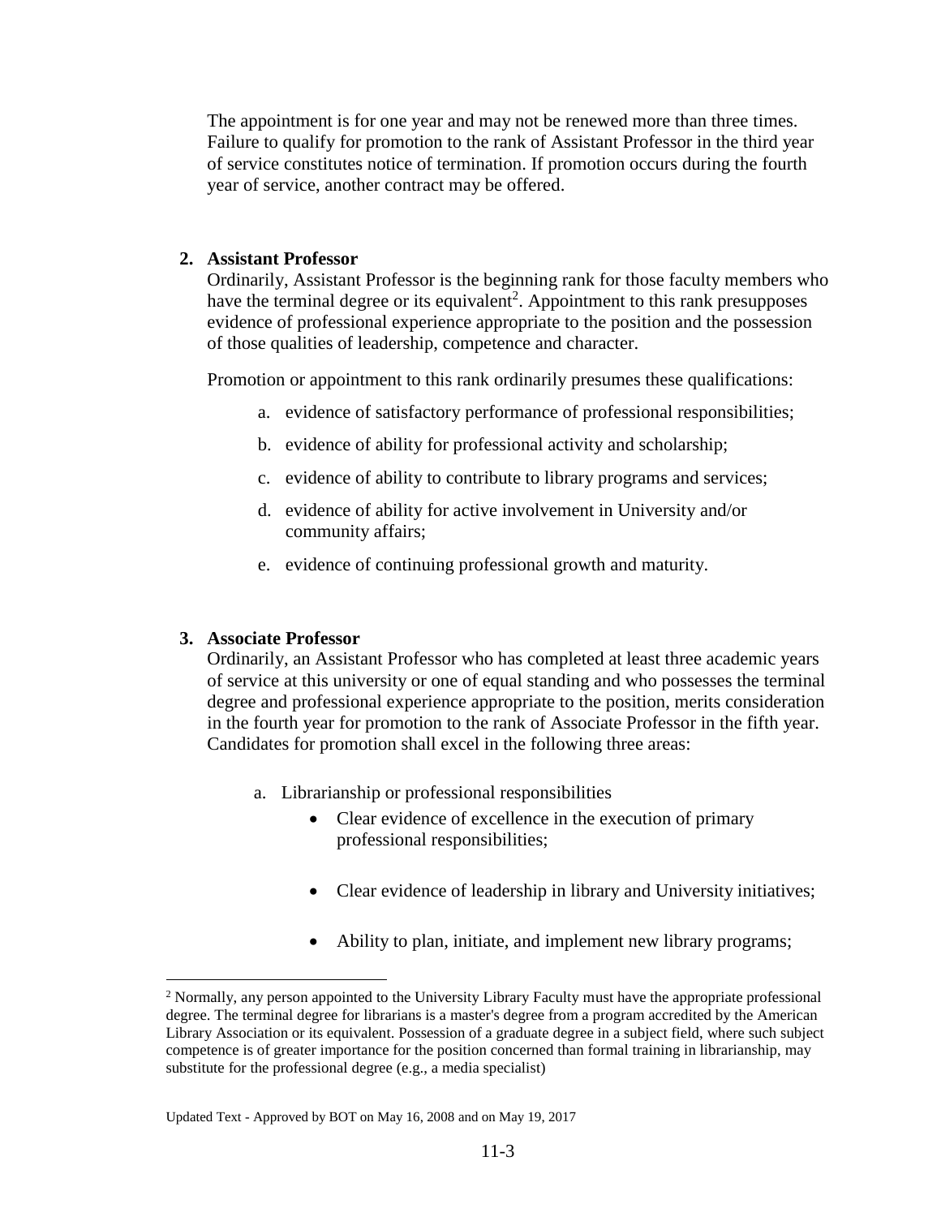The appointment is for one year and may not be renewed more than three times. Failure to qualify for promotion to the rank of Assistant Professor in the third year of service constitutes notice of termination. If promotion occurs during the fourth year of service, another contract may be offered.

**2. Assistant Professor**

Ordinarily, Assistant Professor is the beginning rank for those faculty members who have the terminal degree or its equivalent[2]. Appointment to this rank presupposes evidence of professional experience appropriate to the position and the possession of those qualities of leadership, competence and character.

Promotion or appointment to this rank ordinarily presumes these qualifications:

a. evidence of satisfactory performance of professional responsibilities;

b. evidence of ability for professional activity and scholarship;

c. evidence of ability to contribute to library programs and services;

d. evidence of ability for active involvement in University and/or community affairs;

e. evidence of continuing professional growth and maturity.

**3. Associate Professor**

Ordinarily, an Assistant Professor who has completed at least three academic years of service at this university or one of equal standing and who possesses the terminal degree and professional experience appropriate to the position, merits consideration in the fourth year for promotion to the rank of Associate Professor in the fifth year. Candidates for promotion shall excel in the following three areas:

a. Librarianship or professional responsibilities

- Clear evidence of excellence in the execution of primary professional responsibilities;
- Clear evidence of leadership in library and University initiatives;
- Ability to plan, initiate, and implement new library programs;

[2] Normally, any person appointed to the University Library Faculty must have the appropriate professional degree. The terminal degree for librarians is a master's degree from a program accredited by the American Library Association or its equivalent. Possession of a graduate degree in a subject field, where such subject competence is of greater importance for the position concerned than formal training in librarianship, may substitute for the professional degree (e.g., a media specialist)

Updated Text - Approved by BOT on May 16, 2008 and on May 19, 2017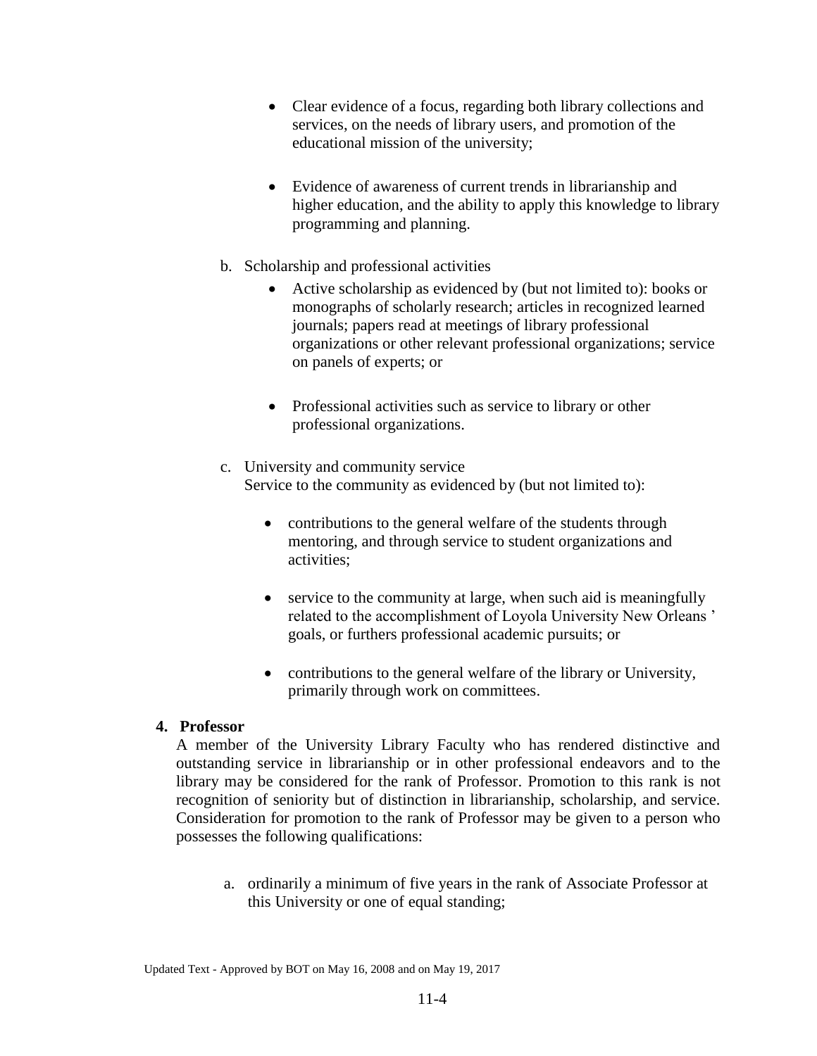- Clear evidence of a focus, regarding both library collections and services, on the needs of library users, and promotion of the educational mission of the university;

- Evidence of awareness of current trends in librarianship and higher education, and the ability to apply this knowledge to library programming and planning.

b. Scholarship and professional activities

   - Active scholarship as evidenced by (but not limited to): books or monographs of scholarly research; articles in recognized learned journals; papers read at meetings of library professional organizations or other relevant professional organizations; service on panels of experts; or

   - Professional activities such as service to library or other professional organizations.

c. University and community service
   Service to the community as evidenced by (but not limited to):

   - contributions to the general welfare of the students through mentoring, and through service to student organizations and activities;

   - service to the community at large, when such aid is meaningfully related to the accomplishment of Loyola University New Orleans ' goals, or furthers professional academic pursuits; or

   - contributions to the general welfare of the library or University, primarily through work on committees.

**4. Professor**

A member of the University Library Faculty who has rendered distinctive and outstanding service in librarianship or in other professional endeavors and to the library may be considered for the rank of Professor. Promotion to this rank is not recognition of seniority but of distinction in librarianship, scholarship, and service. Consideration for promotion to the rank of Professor may be given to a person who possesses the following qualifications:

a. ordinarily a minimum of five years in the rank of Associate Professor at this University or one of equal standing;

Updated Text - Approved by BOT on May 16, 2008 and on May 19, 2017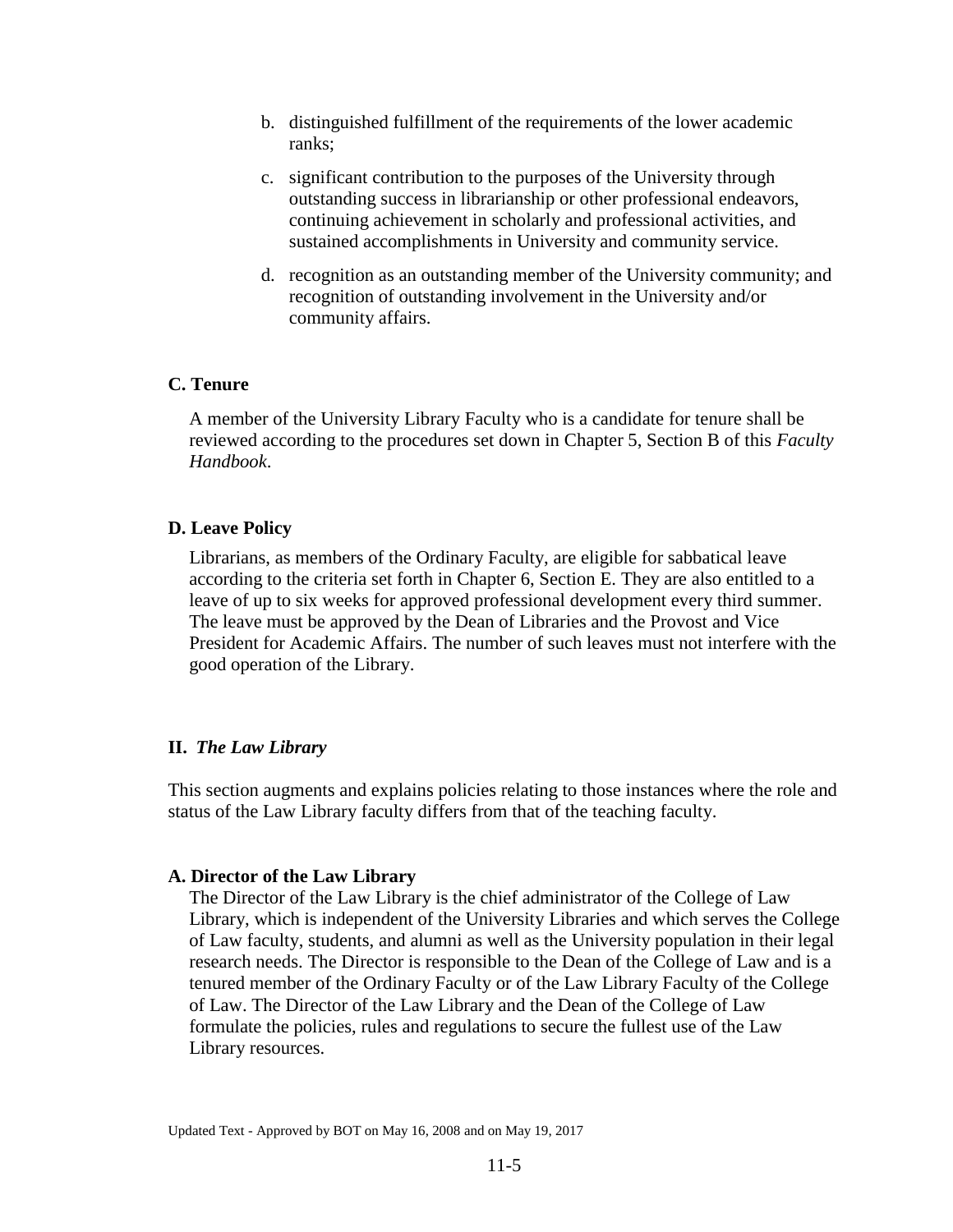b. distinguished fulfillment of the requirements of the lower academic ranks;

c. significant contribution to the purposes of the University through outstanding success in librarianship or other professional endeavors, continuing achievement in scholarly and professional activities, and sustained accomplishments in University and community service.

d. recognition as an outstanding member of the University community; and recognition of outstanding involvement in the University and/or community affairs.

### C. Tenure

A member of the University Library Faculty who is a candidate for tenure shall be reviewed according to the procedures set down in Chapter 5, Section B of this *Faculty Handbook*.

### D. Leave Policy

Librarians, as members of the Ordinary Faculty, are eligible for sabbatical leave according to the criteria set forth in Chapter 6, Section E. They are also entitled to a leave of up to six weeks for approved professional development every third summer. The leave must be approved by the Dean of Libraries and the Provost and Vice President for Academic Affairs. The number of such leaves must not interfere with the good operation of the Library.

## II. *The Law Library*

This section augments and explains policies relating to those instances where the role and status of the Law Library faculty differs from that of the teaching faculty.

### A. Director of the Law Library

The Director of the Law Library is the chief administrator of the College of Law Library, which is independent of the University Libraries and which serves the College of Law faculty, students, and alumni as well as the University population in their legal research needs. The Director is responsible to the Dean of the College of Law and is a tenured member of the Ordinary Faculty or of the Law Library Faculty of the College of Law. The Director of the Law Library and the Dean of the College of Law formulate the policies, rules and regulations to secure the fullest use of the Law Library resources.

Updated Text - Approved by BOT on May 16, 2008 and on May 19, 2017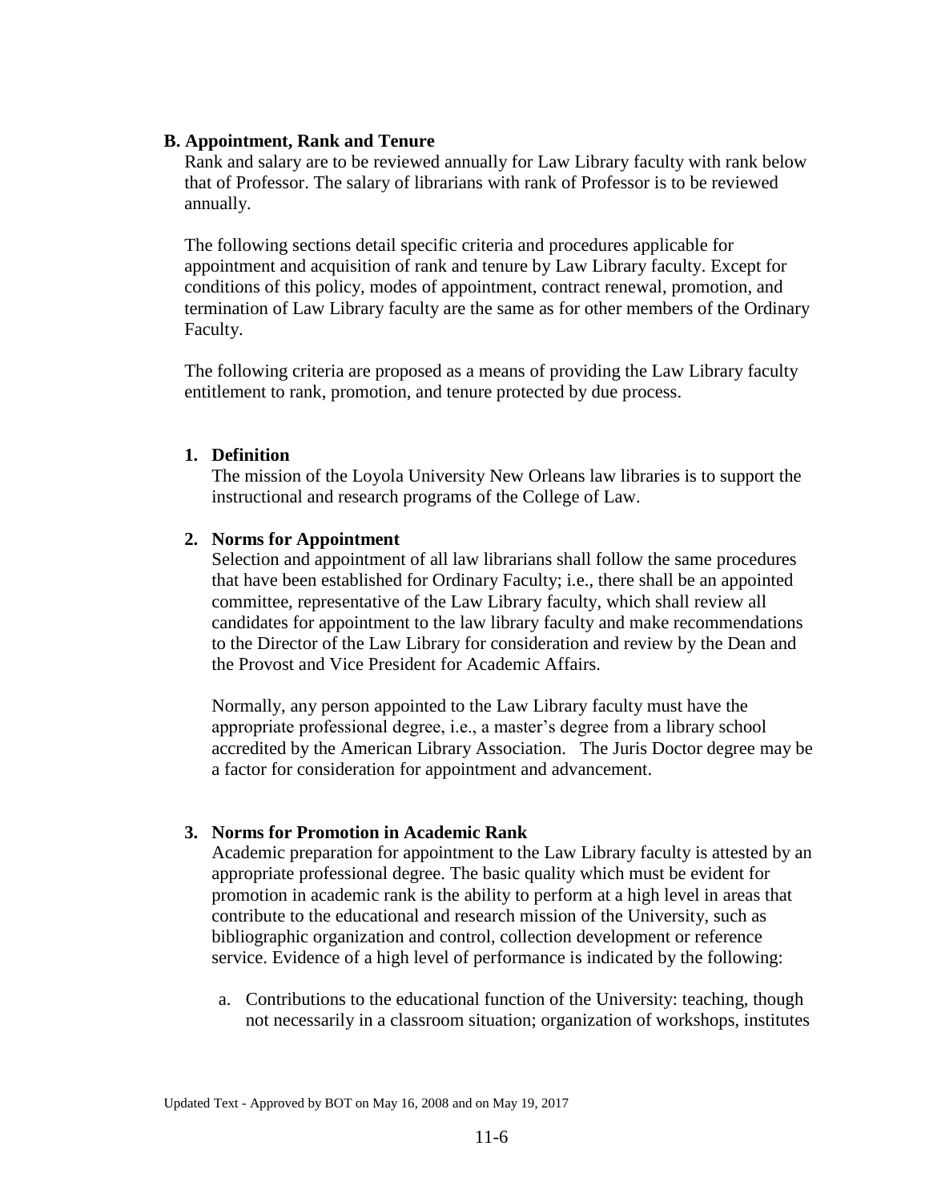### B. Appointment, Rank and Tenure

Rank and salary are to be reviewed annually for Law Library faculty with rank below that of Professor. The salary of librarians with rank of Professor is to be reviewed annually.

The following sections detail specific criteria and procedures applicable for appointment and acquisition of rank and tenure by Law Library faculty. Except for conditions of this policy, modes of appointment, contract renewal, promotion, and termination of Law Library faculty are the same as for other members of the Ordinary Faculty.

The following criteria are proposed as a means of providing the Law Library faculty entitlement to rank, promotion, and tenure protected by due process.

#### 1. Definition

The mission of the Loyola University New Orleans law libraries is to support the instructional and research programs of the College of Law.

#### 2. Norms for Appointment

Selection and appointment of all law librarians shall follow the same procedures that have been established for Ordinary Faculty; i.e., there shall be an appointed committee, representative of the Law Library faculty, which shall review all candidates for appointment to the law library faculty and make recommendations to the Director of the Law Library for consideration and review by the Dean and the Provost and Vice President for Academic Affairs.

Normally, any person appointed to the Law Library faculty must have the appropriate professional degree, i.e., a master's degree from a library school accredited by the American Library Association. The Juris Doctor degree may be a factor for consideration for appointment and advancement.

#### 3. Norms for Promotion in Academic Rank

Academic preparation for appointment to the Law Library faculty is attested by an appropriate professional degree. The basic quality which must be evident for promotion in academic rank is the ability to perform at a high level in areas that contribute to the educational and research mission of the University, such as bibliographic organization and control, collection development or reference service. Evidence of a high level of performance is indicated by the following:

a. Contributions to the educational function of the University: teaching, though not necessarily in a classroom situation; organization of workshops, institutes

Updated Text - Approved by BOT on May 16, 2008 and on May 19, 2017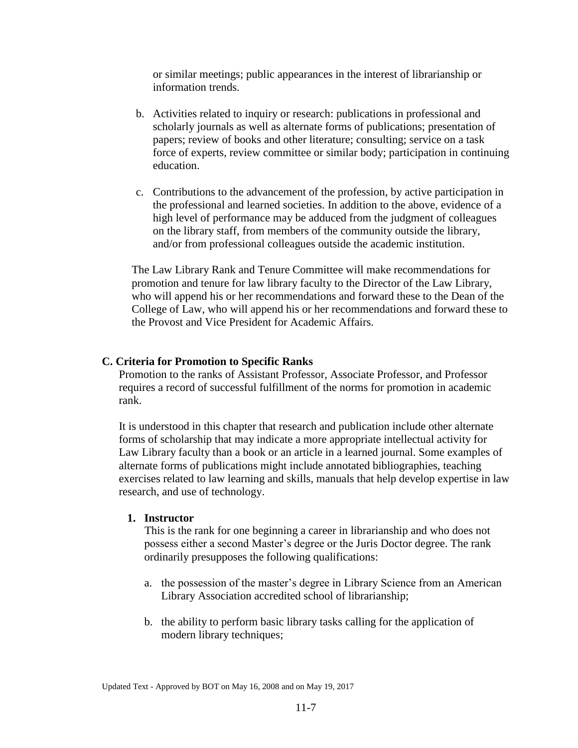or similar meetings; public appearances in the interest of librarianship or information trends.

b. Activities related to inquiry or research: publications in professional and scholarly journals as well as alternate forms of publications; presentation of papers; review of books and other literature; consulting; service on a task force of experts, review committee or similar body; participation in continuing education.

c. Contributions to the advancement of the profession, by active participation in the professional and learned societies. In addition to the above, evidence of a high level of performance may be adduced from the judgment of colleagues on the library staff, from members of the community outside the library, and/or from professional colleagues outside the academic institution.

The Law Library Rank and Tenure Committee will make recommendations for promotion and tenure for law library faculty to the Director of the Law Library, who will append his or her recommendations and forward these to the Dean of the College of Law, who will append his or her recommendations and forward these to the Provost and Vice President for Academic Affairs.

### C. Criteria for Promotion to Specific Ranks

Promotion to the ranks of Assistant Professor, Associate Professor, and Professor requires a record of successful fulfillment of the norms for promotion in academic rank.

It is understood in this chapter that research and publication include other alternate forms of scholarship that may indicate a more appropriate intellectual activity for Law Library faculty than a book or an article in a learned journal. Some examples of alternate forms of publications might include annotated bibliographies, teaching exercises related to law learning and skills, manuals that help develop expertise in law research, and use of technology.

#### 1. Instructor

This is the rank for one beginning a career in librarianship and who does not possess either a second Master's degree or the Juris Doctor degree. The rank ordinarily presupposes the following qualifications:

a. the possession of the master's degree in Library Science from an American Library Association accredited school of librarianship;

b. the ability to perform basic library tasks calling for the application of modern library techniques;

Updated Text - Approved by BOT on May 16, 2008 and on May 19, 2017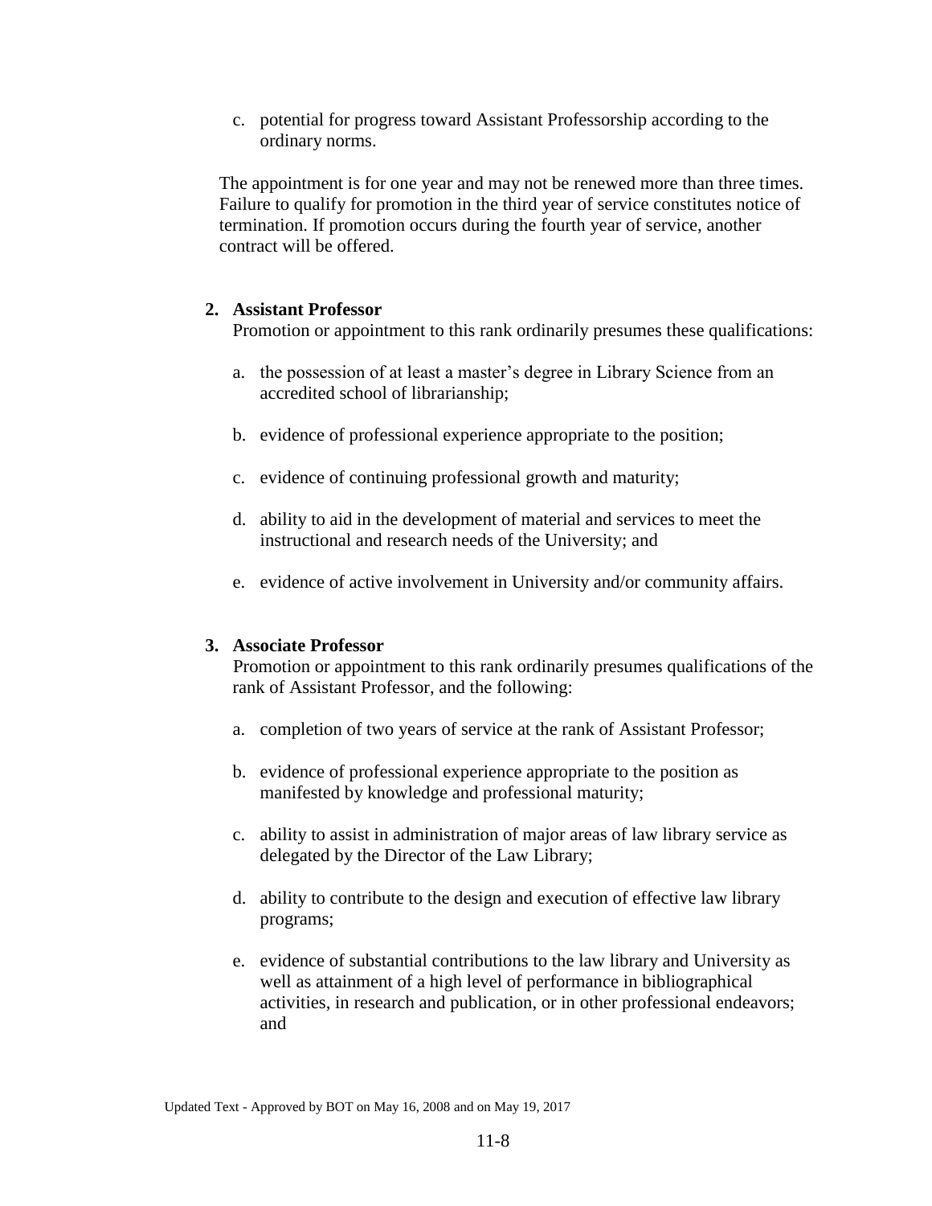c. potential for progress toward Assistant Professorship according to the ordinary norms.

The appointment is for one year and may not be renewed more than three times. Failure to qualify for promotion in the third year of service constitutes notice of termination. If promotion occurs during the fourth year of service, another contract will be offered.

**2. Assistant Professor**

Promotion or appointment to this rank ordinarily presumes these qualifications:

a. the possession of at least a master's degree in Library Science from an accredited school of librarianship;

b. evidence of professional experience appropriate to the position;

c. evidence of continuing professional growth and maturity;

d. ability to aid in the development of material and services to meet the instructional and research needs of the University; and

e. evidence of active involvement in University and/or community affairs.

**3. Associate Professor**

Promotion or appointment to this rank ordinarily presumes qualifications of the rank of Assistant Professor, and the following:

a. completion of two years of service at the rank of Assistant Professor;

b. evidence of professional experience appropriate to the position as manifested by knowledge and professional maturity;

c. ability to assist in administration of major areas of law library service as delegated by the Director of the Law Library;

d. ability to contribute to the design and execution of effective law library programs;

e. evidence of substantial contributions to the law library and University as well as attainment of a high level of performance in bibliographical activities, in research and publication, or in other professional endeavors; and

Updated Text - Approved by BOT on May 16, 2008 and on May 19, 2017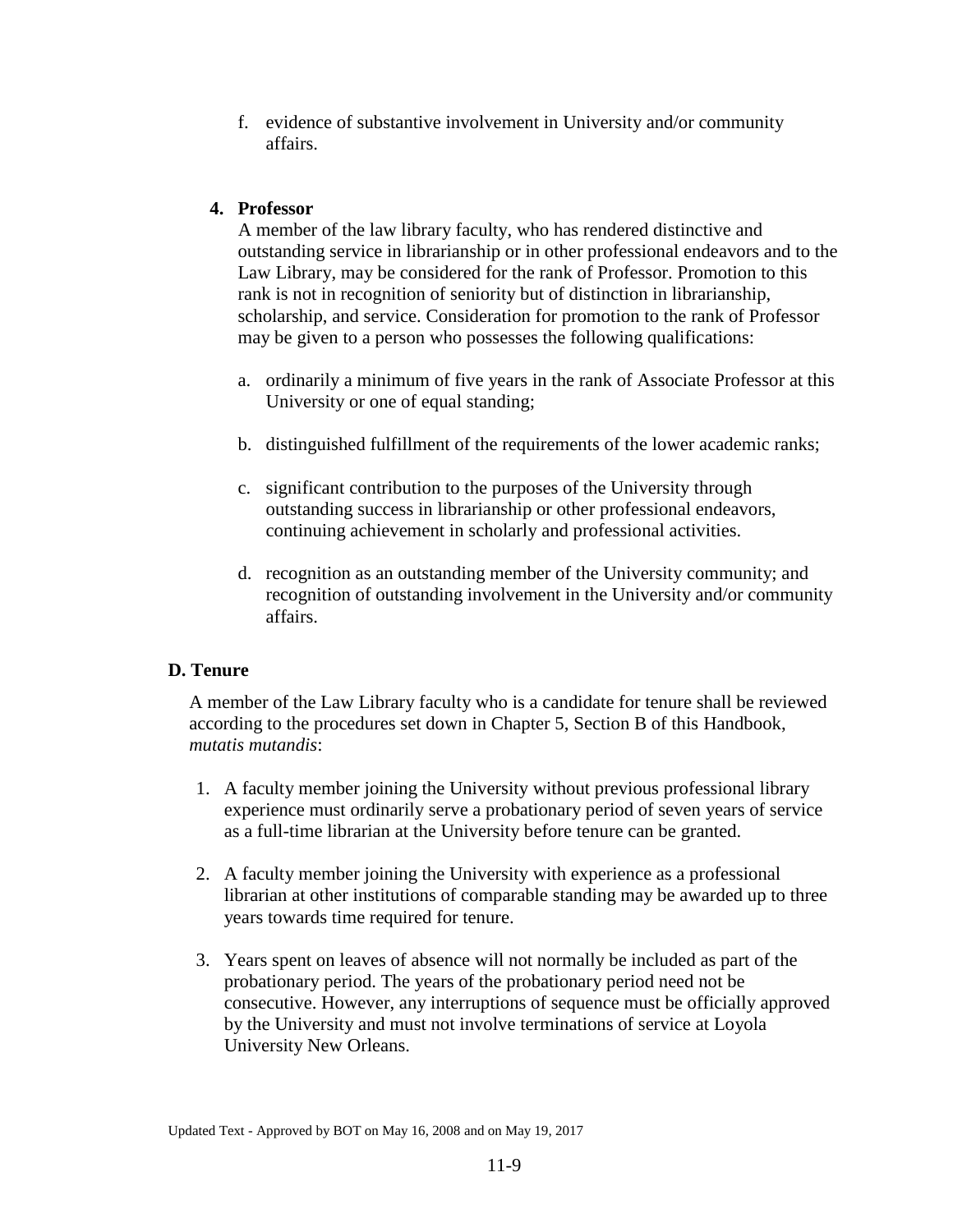f. evidence of substantive involvement in University and/or community affairs.

**4. Professor**

A member of the law library faculty, who has rendered distinctive and outstanding service in librarianship or in other professional endeavors and to the Law Library, may be considered for the rank of Professor. Promotion to this rank is not in recognition of seniority but of distinction in librarianship, scholarship, and service. Consideration for promotion to the rank of Professor may be given to a person who possesses the following qualifications:

a. ordinarily a minimum of five years in the rank of Associate Professor at this University or one of equal standing;

b. distinguished fulfillment of the requirements of the lower academic ranks;

c. significant contribution to the purposes of the University through outstanding success in librarianship or other professional endeavors, continuing achievement in scholarly and professional activities.

d. recognition as an outstanding member of the University community; and recognition of outstanding involvement in the University and/or community affairs.

## D. Tenure

A member of the Law Library faculty who is a candidate for tenure shall be reviewed according to the procedures set down in Chapter 5, Section B of this Handbook, *mutatis mutandis*:

1. A faculty member joining the University without previous professional library experience must ordinarily serve a probationary period of seven years of service as a full-time librarian at the University before tenure can be granted.

2. A faculty member joining the University with experience as a professional librarian at other institutions of comparable standing may be awarded up to three years towards time required for tenure.

3. Years spent on leaves of absence will not normally be included as part of the probationary period. The years of the probationary period need not be consecutive. However, any interruptions of sequence must be officially approved by the University and must not involve terminations of service at Loyola University New Orleans.

Updated Text - Approved by BOT on May 16, 2008 and on May 19, 2017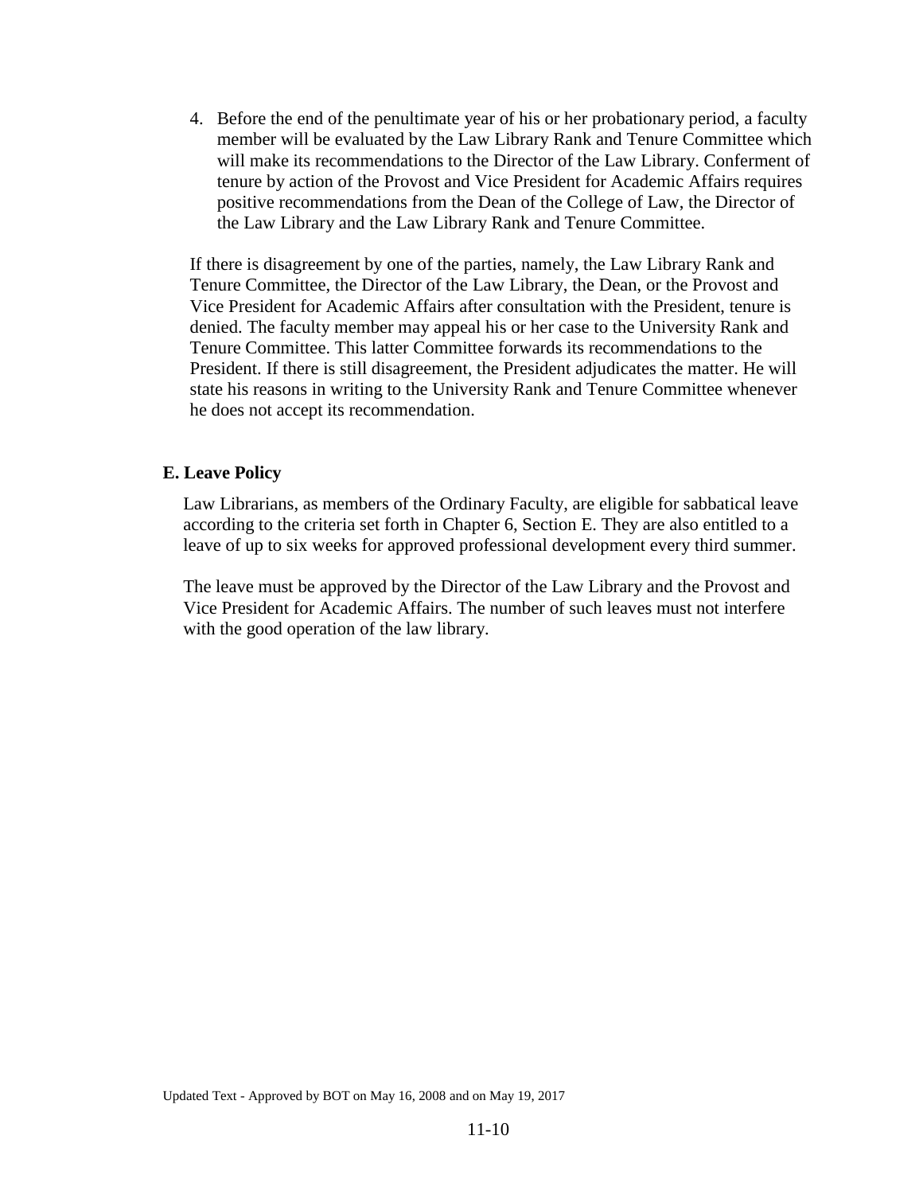4. Before the end of the penultimate year of his or her probationary period, a faculty member will be evaluated by the Law Library Rank and Tenure Committee which will make its recommendations to the Director of the Law Library. Conferment of tenure by action of the Provost and Vice President for Academic Affairs requires positive recommendations from the Dean of the College of Law, the Director of the Law Library and the Law Library Rank and Tenure Committee.

If there is disagreement by one of the parties, namely, the Law Library Rank and Tenure Committee, the Director of the Law Library, the Dean, or the Provost and Vice President for Academic Affairs after consultation with the President, tenure is denied. The faculty member may appeal his or her case to the University Rank and Tenure Committee. This latter Committee forwards its recommendations to the President. If there is still disagreement, the President adjudicates the matter. He will state his reasons in writing to the University Rank and Tenure Committee whenever he does not accept its recommendation.

### E. Leave Policy

Law Librarians, as members of the Ordinary Faculty, are eligible for sabbatical leave according to the criteria set forth in Chapter 6, Section E. They are also entitled to a leave of up to six weeks for approved professional development every third summer.

The leave must be approved by the Director of the Law Library and the Provost and Vice President for Academic Affairs. The number of such leaves must not interfere with the good operation of the law library.

Updated Text - Approved by BOT on May 16, 2008 and on May 19, 2017